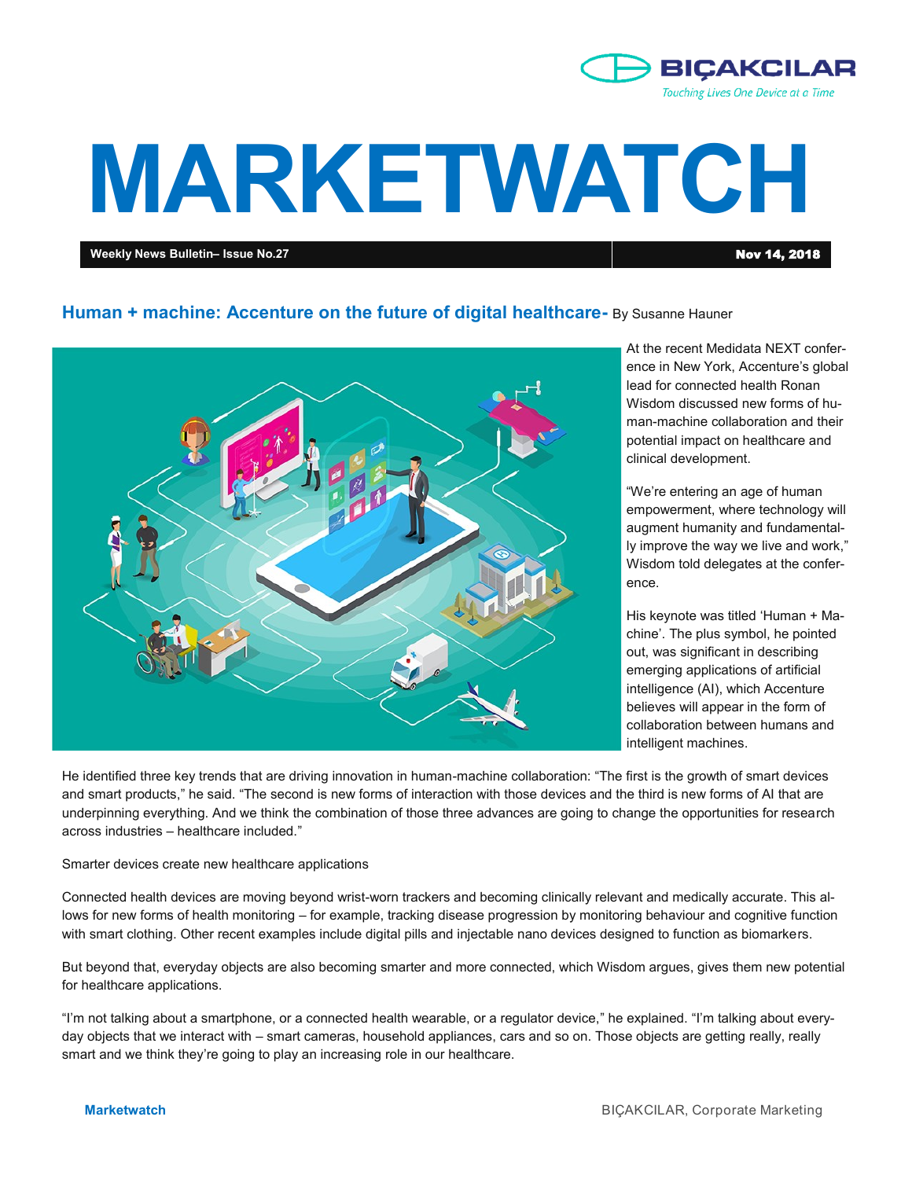# MARKETWATCH

**Weekly News Bulletin– Issue No.27** **Nov 14, 2018**

## Human + machine: Accenture on the future of digital healthcare- By Susanne Hauner

At the recent Medidata NEXT conference in New York, Accenture's global lead for connected health Ronan Wisdom discussed new forms of human-machine collaboration and their potential impact on healthcare and clinical development.

"We're entering an age of human empowerment, where technology will augment humanity and fundamentally improve the way we live and work," Wisdom told delegates at the conference.

His keynote was titled 'Human + Machine'. The plus symbol, he pointed out, was significant in describing emerging applications of artificial intelligence (AI), which Accenture believes will appear in the form of collaboration between humans and intelligent machines.

He identified three key trends that are driving innovation in human-machine collaboration: "The first is the growth of smart devices and smart products," he said. "The second is new forms of interaction with those devices and the third is new forms of AI that are underpinning everything. And we think the combination of those three advances are going to change the opportunities for research across industries – healthcare included."

Smarter devices create new healthcare applications

Connected health devices are moving beyond wrist-worn trackers and becoming clinically relevant and medically accurate. This allows for new forms of health monitoring – for example, tracking disease progression by monitoring behaviour and cognitive function with smart clothing. Other recent examples include digital pills and injectable nano devices designed to function as biomarkers.

But beyond that, everyday objects are also becoming smarter and more connected, which Wisdom argues, gives them new potential for healthcare applications.

"I'm not talking about a smartphone, or a connected health wearable, or a regulator device," he explained. "I'm talking about everyday objects that we interact with – smart cameras, household appliances, cars and so on. Those objects are getting really, really smart and we think they're going to play an increasing role in our healthcare.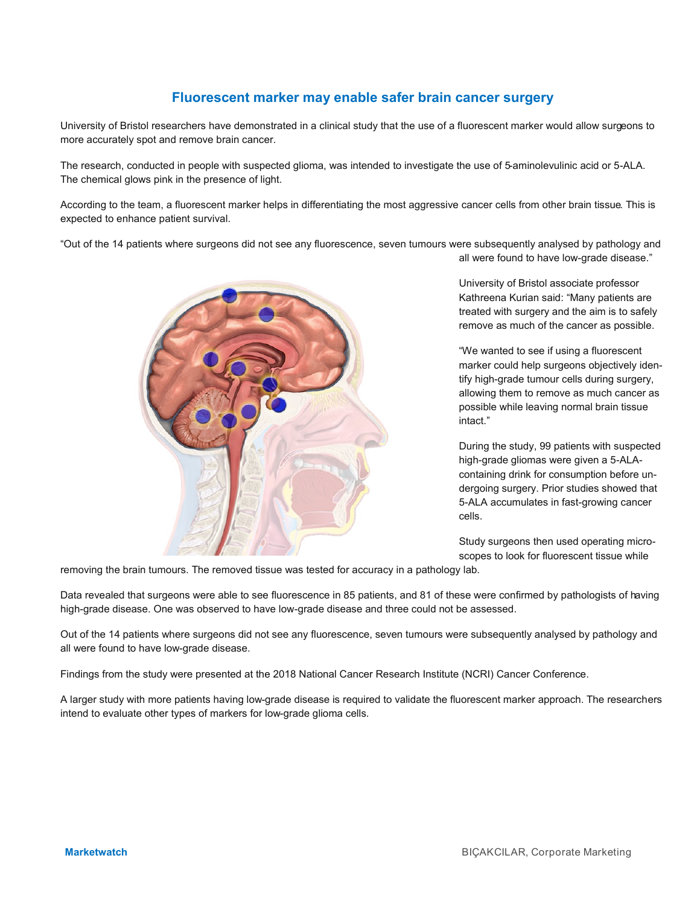# Fluorescent marker may enable safer brain cancer surgery

University of Bristol researchers have demonstrated in a clinical study that the use of a fluorescent marker would allow surgeons to more accurately spot and remove brain cancer.

The research, conducted in people with suspected glioma, was intended to investigate the use of 5-aminolevulinic acid or 5-ALA. The chemical glows pink in the presence of light.

According to the team, a fluorescent marker helps in differentiating the most aggressive cancer cells from other brain tissue. This is expected to enhance patient survival.

"Out of the 14 patients where surgeons did not see any fluorescence, seven tumours were subsequently analysed by pathology and all were found to have low-grade disease."

University of Bristol associate professor Kathreena Kurian said: "Many patients are treated with surgery and the aim is to safely remove as much of the cancer as possible.

"We wanted to see if using a fluorescent marker could help surgeons objectively identify high-grade tumour cells during surgery, allowing them to remove as much cancer as possible while leaving normal brain tissue intact."

During the study, 99 patients with suspected high-grade gliomas were given a 5-ALA-containing drink for consumption before undergoing surgery. Prior studies showed that 5-ALA accumulates in fast-growing cancer cells.

Study surgeons then used operating microscopes to look for fluorescent tissue while removing the brain tumours. The removed tissue was tested for accuracy in a pathology lab.

Data revealed that surgeons were able to see fluorescence in 85 patients, and 81 of these were confirmed by pathologists of having high-grade disease. One was observed to have low-grade disease and three could not be assessed.

Out of the 14 patients where surgeons did not see any fluorescence, seven tumours were subsequently analysed by pathology and all were found to have low-grade disease.

Findings from the study were presented at the 2018 National Cancer Research Institute (NCRI) Cancer Conference.

A larger study with more patients having low-grade disease is required to validate the fluorescent marker approach. The researchers intend to evaluate other types of markers for low-grade glioma cells.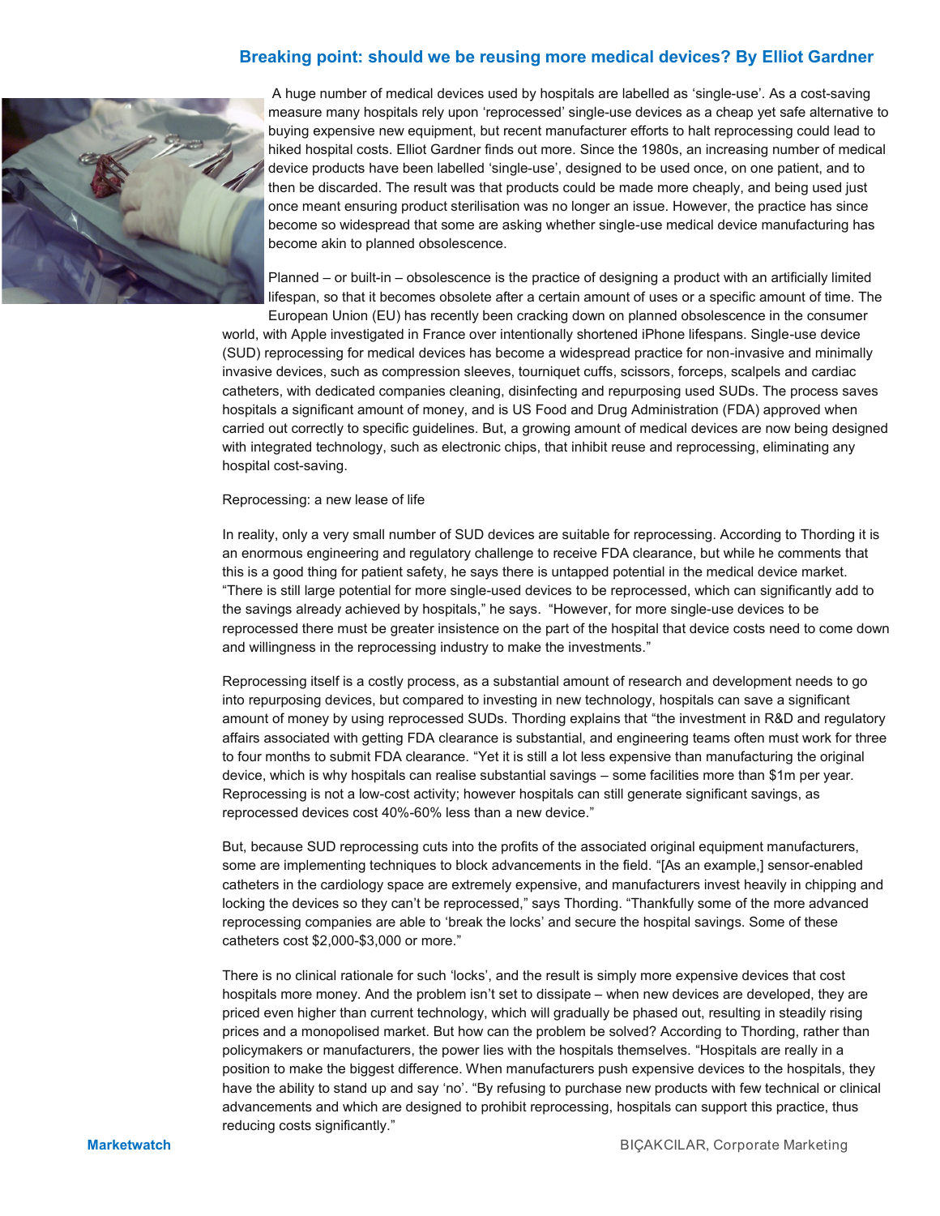# Breaking point: should we be reusing more medical devices? By Elliot Gardner

A huge number of medical devices used by hospitals are labelled as 'single-use'. As a cost-saving measure many hospitals rely upon 'reprocessed' single-use devices as a cheap yet safe alternative to buying expensive new equipment, but recent manufacturer efforts to halt reprocessing could lead to hiked hospital costs. Elliot Gardner finds out more. Since the 1980s, an increasing number of medical device products have been labelled 'single-use', designed to be used once, on one patient, and to then be discarded. The result was that products could be made more cheaply, and being used just once meant ensuring product sterilisation was no longer an issue. However, the practice has since become so widespread that some are asking whether single-use medical device manufacturing has become akin to planned obsolescence.

Planned – or built-in – obsolescence is the practice of designing a product with an artificially limited lifespan, so that it becomes obsolete after a certain amount of uses or a specific amount of time. The European Union (EU) has recently been cracking down on planned obsolescence in the consumer world, with Apple investigated in France over intentionally shortened iPhone lifespans. Single-use device (SUD) reprocessing for medical devices has become a widespread practice for non-invasive and minimally invasive devices, such as compression sleeves, tourniquet cuffs, scissors, forceps, scalpels and cardiac catheters, with dedicated companies cleaning, disinfecting and repurposing used SUDs. The process saves hospitals a significant amount of money, and is US Food and Drug Administration (FDA) approved when carried out correctly to specific guidelines. But, a growing amount of medical devices are now being designed with integrated technology, such as electronic chips, that inhibit reuse and reprocessing, eliminating any hospital cost-saving.

Reprocessing: a new lease of life

In reality, only a very small number of SUD devices are suitable for reprocessing. According to Thording it is an enormous engineering and regulatory challenge to receive FDA clearance, but while he comments that this is a good thing for patient safety, he says there is untapped potential in the medical device market. "There is still large potential for more single-used devices to be reprocessed, which can significantly add to the savings already achieved by hospitals," he says. "However, for more single-use devices to be reprocessed there must be greater insistence on the part of the hospital that device costs need to come down and willingness in the reprocessing industry to make the investments."

Reprocessing itself is a costly process, as a substantial amount of research and development needs to go into repurposing devices, but compared to investing in new technology, hospitals can save a significant amount of money by using reprocessed SUDs. Thording explains that "the investment in R&D and regulatory affairs associated with getting FDA clearance is substantial, and engineering teams often must work for three to four months to submit FDA clearance. "Yet it is still a lot less expensive than manufacturing the original device, which is why hospitals can realise substantial savings – some facilities more than $1m per year. Reprocessing is not a low-cost activity; however hospitals can still generate significant savings, as reprocessed devices cost 40%-60% less than a new device."

But, because SUD reprocessing cuts into the profits of the associated original equipment manufacturers, some are implementing techniques to block advancements in the field. "[As an example,] sensor-enabled catheters in the cardiology space are extremely expensive, and manufacturers invest heavily in chipping and locking the devices so they can't be reprocessed," says Thording. "Thankfully some of the more advanced reprocessing companies are able to 'break the locks' and secure the hospital savings. Some of these catheters cost $2,000-$3,000 or more."

There is no clinical rationale for such 'locks', and the result is simply more expensive devices that cost hospitals more money. And the problem isn't set to dissipate – when new devices are developed, they are priced even higher than current technology, which will gradually be phased out, resulting in steadily rising prices and a monopolised market. But how can the problem be solved? According to Thording, rather than policymakers or manufacturers, the power lies with the hospitals themselves. "Hospitals are really in a position to make the biggest difference. When manufacturers push expensive devices to the hospitals, they have the ability to stand up and say 'no'. "By refusing to purchase new products with few technical or clinical advancements and which are designed to prohibit reprocessing, hospitals can support this practice, thus reducing costs significantly."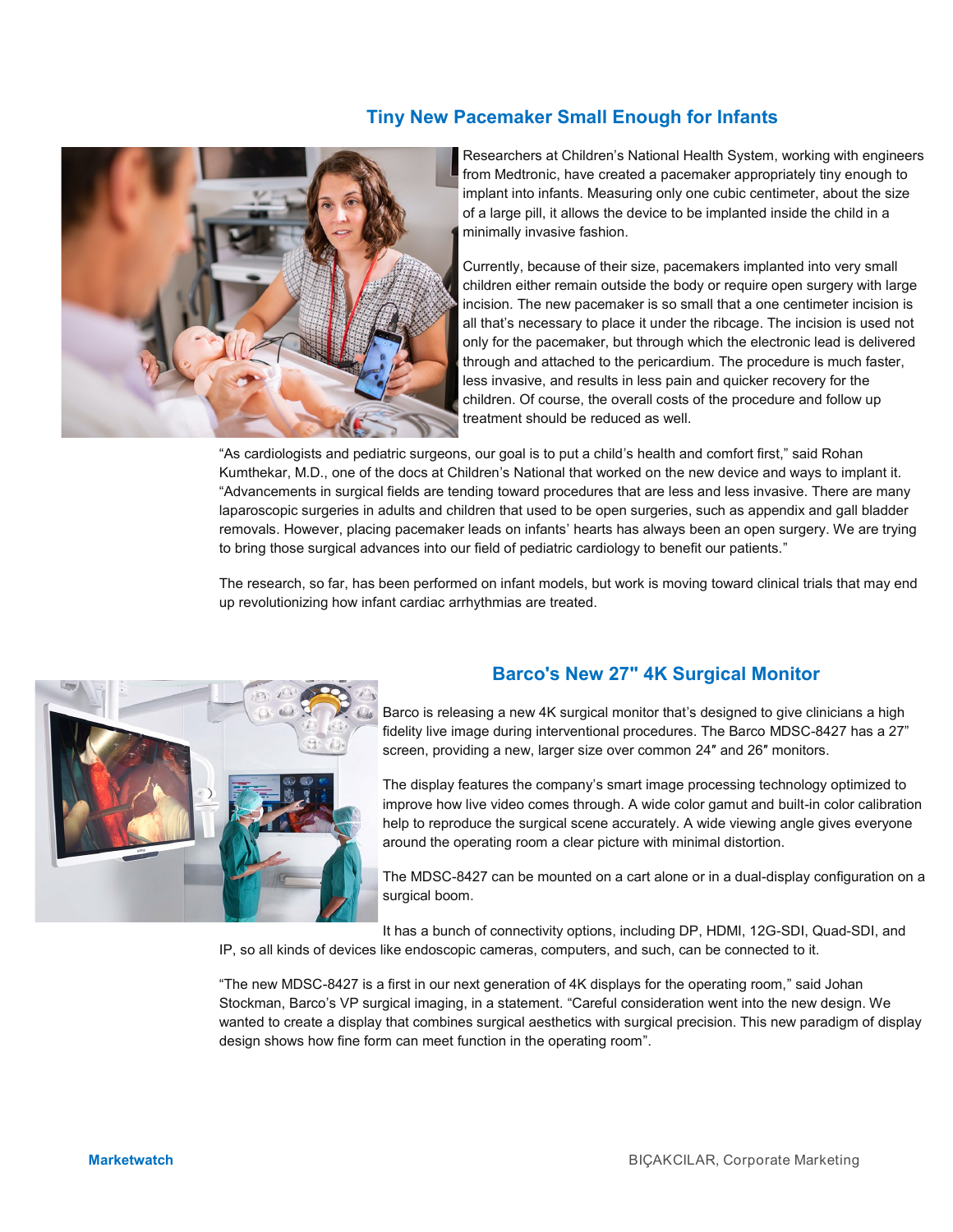## Tiny New Pacemaker Small Enough for Infants

Researchers at Children's National Health System, working with engineers from Medtronic, have created a pacemaker appropriately tiny enough to implant into infants. Measuring only one cubic centimeter, about the size of a large pill, it allows the device to be implanted inside the child in a minimally invasive fashion.

Currently, because of their size, pacemakers implanted into very small children either remain outside the body or require open surgery with large incision. The new pacemaker is so small that a one centimeter incision is all that's necessary to place it under the ribcage. The incision is used not only for the pacemaker, but through which the electronic lead is delivered through and attached to the pericardium. The procedure is much faster, less invasive, and results in less pain and quicker recovery for the children. Of course, the overall costs of the procedure and follow up treatment should be reduced as well.

"As cardiologists and pediatric surgeons, our goal is to put a child's health and comfort first," said Rohan Kumthekar, M.D., one of the docs at Children's National that worked on the new device and ways to implant it. "Advancements in surgical fields are tending toward procedures that are less and less invasive. There are many laparoscopic surgeries in adults and children that used to be open surgeries, such as appendix and gall bladder removals. However, placing pacemaker leads on infants' hearts has always been an open surgery. We are trying to bring those surgical advances into our field of pediatric cardiology to benefit our patients."

The research, so far, has been performed on infant models, but work is moving toward clinical trials that may end up revolutionizing how infant cardiac arrhythmias are treated.

## Barco's New 27" 4K Surgical Monitor

Barco is releasing a new 4K surgical monitor that's designed to give clinicians a high fidelity live image during interventional procedures. The Barco MDSC-8427 has a 27" screen, providing a new, larger size over common 24″ and 26″ monitors.

The display features the company's smart image processing technology optimized to improve how live video comes through. A wide color gamut and built-in color calibration help to reproduce the surgical scene accurately. A wide viewing angle gives everyone around the operating room a clear picture with minimal distortion.

The MDSC-8427 can be mounted on a cart alone or in a dual-display configuration on a surgical boom.

It has a bunch of connectivity options, including DP, HDMI, 12G-SDI, Quad-SDI, and IP, so all kinds of devices like endoscopic cameras, computers, and such, can be connected to it.

"The new MDSC-8427 is a first in our next generation of 4K displays for the operating room," said Johan Stockman, Barco's VP surgical imaging, in a statement. "Careful consideration went into the new design. We wanted to create a display that combines surgical aesthetics with surgical precision. This new paradigm of display design shows how fine form can meet function in the operating room".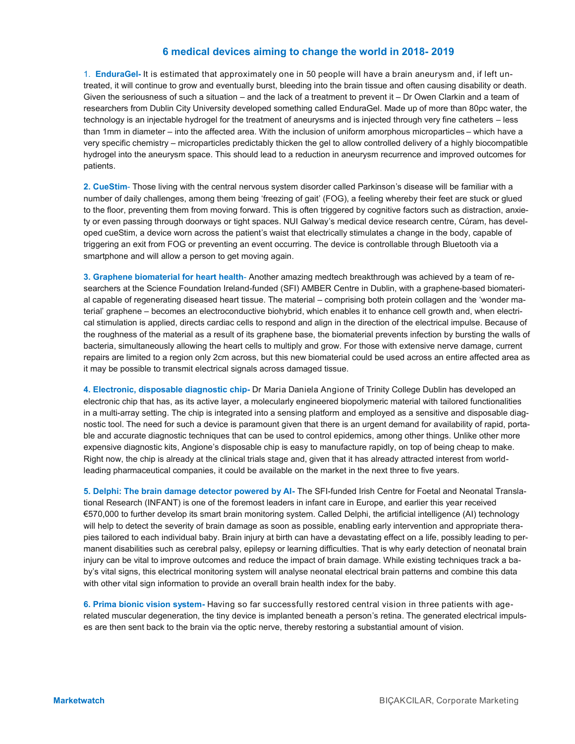## 6 medical devices aiming to change the world in 2018- 2019

1. **EnduraGel-** It is estimated that approximately one in 50 people will have a brain aneurysm and, if left untreated, it will continue to grow and eventually burst, bleeding into the brain tissue and often causing disability or death. Given the seriousness of such a situation – and the lack of a treatment to prevent it – Dr Owen Clarkin and a team of researchers from Dublin City University developed something called EnduraGel. Made up of more than 80pc water, the technology is an injectable hydrogel for the treatment of aneurysms and is injected through very fine catheters – less than 1mm in diameter – into the affected area. With the inclusion of uniform amorphous microparticles – which have a very specific chemistry – microparticles predictably thicken the gel to allow controlled delivery of a highly biocompatible hydrogel into the aneurysm space. This should lead to a reduction in aneurysm recurrence and improved outcomes for patients.

**2. CueStim**- Those living with the central nervous system disorder called Parkinson's disease will be familiar with a number of daily challenges, among them being 'freezing of gait' (FOG), a feeling whereby their feet are stuck or glued to the floor, preventing them from moving forward. This is often triggered by cognitive factors such as distraction, anxiety or even passing through doorways or tight spaces. NUI Galway's medical device research centre, Cúram, has developed cueStim, a device worn across the patient's waist that electrically stimulates a change in the body, capable of triggering an exit from FOG or preventing an event occurring. The device is controllable through Bluetooth via a smartphone and will allow a person to get moving again.

**3. Graphene biomaterial for heart health**- Another amazing medtech breakthrough was achieved by a team of researchers at the Science Foundation Ireland-funded (SFI) AMBER Centre in Dublin, with a graphene-based biomaterial capable of regenerating diseased heart tissue. The material – comprising both protein collagen and the 'wonder material' graphene – becomes an electroconductive biohybrid, which enables it to enhance cell growth and, when electrical stimulation is applied, directs cardiac cells to respond and align in the direction of the electrical impulse. Because of the roughness of the material as a result of its graphene base, the biomaterial prevents infection by bursting the walls of bacteria, simultaneously allowing the heart cells to multiply and grow. For those with extensive nerve damage, current repairs are limited to a region only 2cm across, but this new biomaterial could be used across an entire affected area as it may be possible to transmit electrical signals across damaged tissue.

**4. Electronic, disposable diagnostic chip-** Dr Maria Daniela Angione of Trinity College Dublin has developed an electronic chip that has, as its active layer, a molecularly engineered biopolymeric material with tailored functionalities in a multi-array setting. The chip is integrated into a sensing platform and employed as a sensitive and disposable diagnostic tool. The need for such a device is paramount given that there is an urgent demand for availability of rapid, portable and accurate diagnostic techniques that can be used to control epidemics, among other things. Unlike other more expensive diagnostic kits, Angione's disposable chip is easy to manufacture rapidly, on top of being cheap to make. Right now, the chip is already at the clinical trials stage and, given that it has already attracted interest from world-leading pharmaceutical companies, it could be available on the market in the next three to five years.

**5. Delphi: The brain damage detector powered by AI-** The SFI-funded Irish Centre for Foetal and Neonatal Translational Research (INFANT) is one of the foremost leaders in infant care in Europe, and earlier this year received €570,000 to further develop its smart brain monitoring system. Called Delphi, the artificial intelligence (AI) technology will help to detect the severity of brain damage as soon as possible, enabling early intervention and appropriate therapies tailored to each individual baby. Brain injury at birth can have a devastating effect on a life, possibly leading to permanent disabilities such as cerebral palsy, epilepsy or learning difficulties. That is why early detection of neonatal brain injury can be vital to improve outcomes and reduce the impact of brain damage. While existing techniques track a baby's vital signs, this electrical monitoring system will analyse neonatal electrical brain patterns and combine this data with other vital sign information to provide an overall brain health index for the baby.

**6. Prima bionic vision system-** Having so far successfully restored central vision in three patients with age-related muscular degeneration, the tiny device is implanted beneath a person's retina. The generated electrical impulses are then sent back to the brain via the optic nerve, thereby restoring a substantial amount of vision.